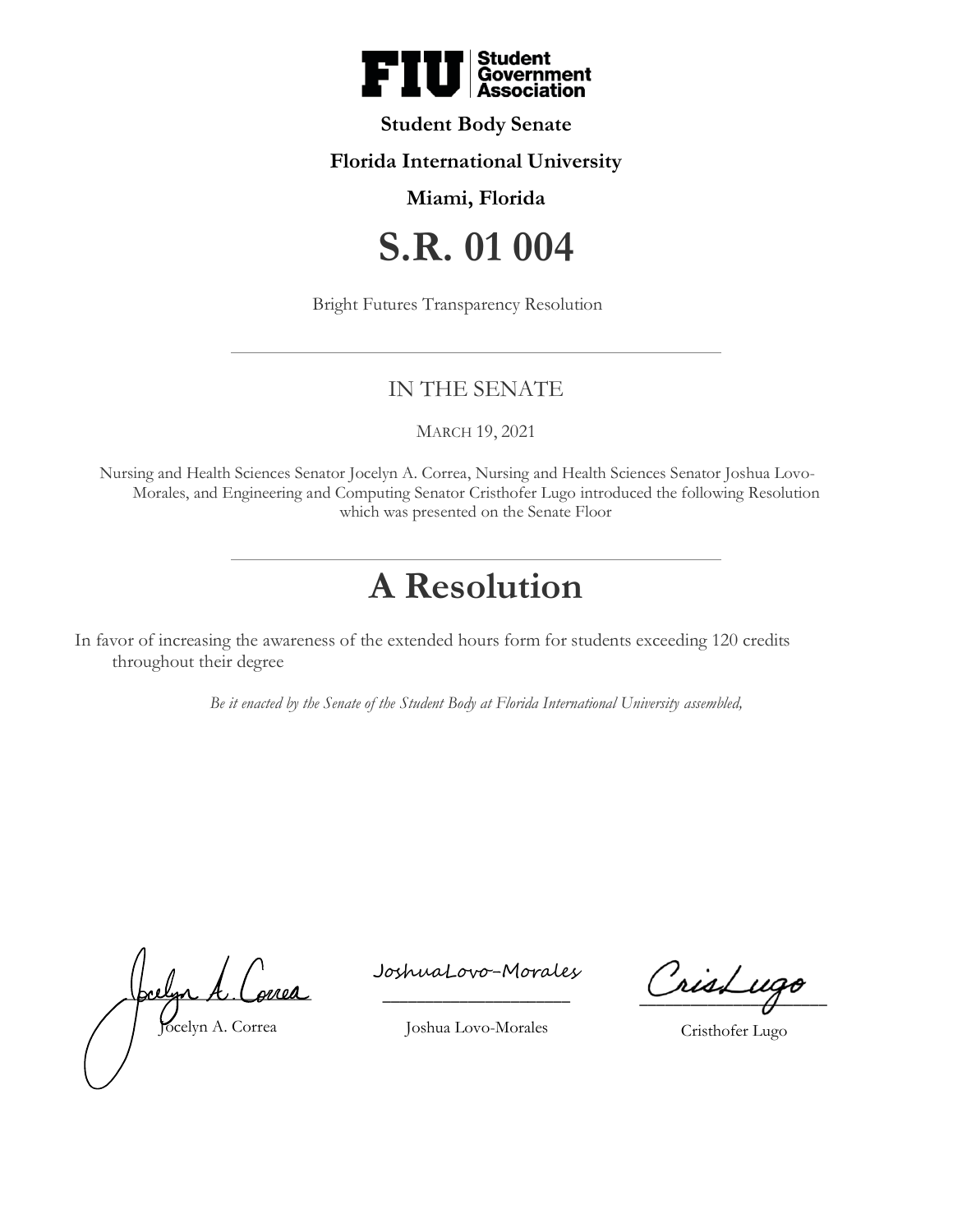**Student Body Senate**

**Florida International University**

**Miami, Florida**

# S.R. 01 004

Bright Futures Transparency Resolution

---

IN THE SENATE

MARCH 19, 2021

Nursing and Health Sciences Senator Jocelyn A. Correa, Nursing and Health Sciences Senator Joshua Lovo-Morales, and Engineering and Computing Senator Cristhofer Lugo introduced the following Resolution which was presented on the Senate Floor

---

# A Resolution

In favor of increasing the awareness of the extended hours form for students exceeding 120 credits throughout their degree

*Be it enacted by the Senate of the Student Body at Florida International University assembled,*

Jocelyn A. Correa

Joshua Lovo-Morales

Cristhofer Lugo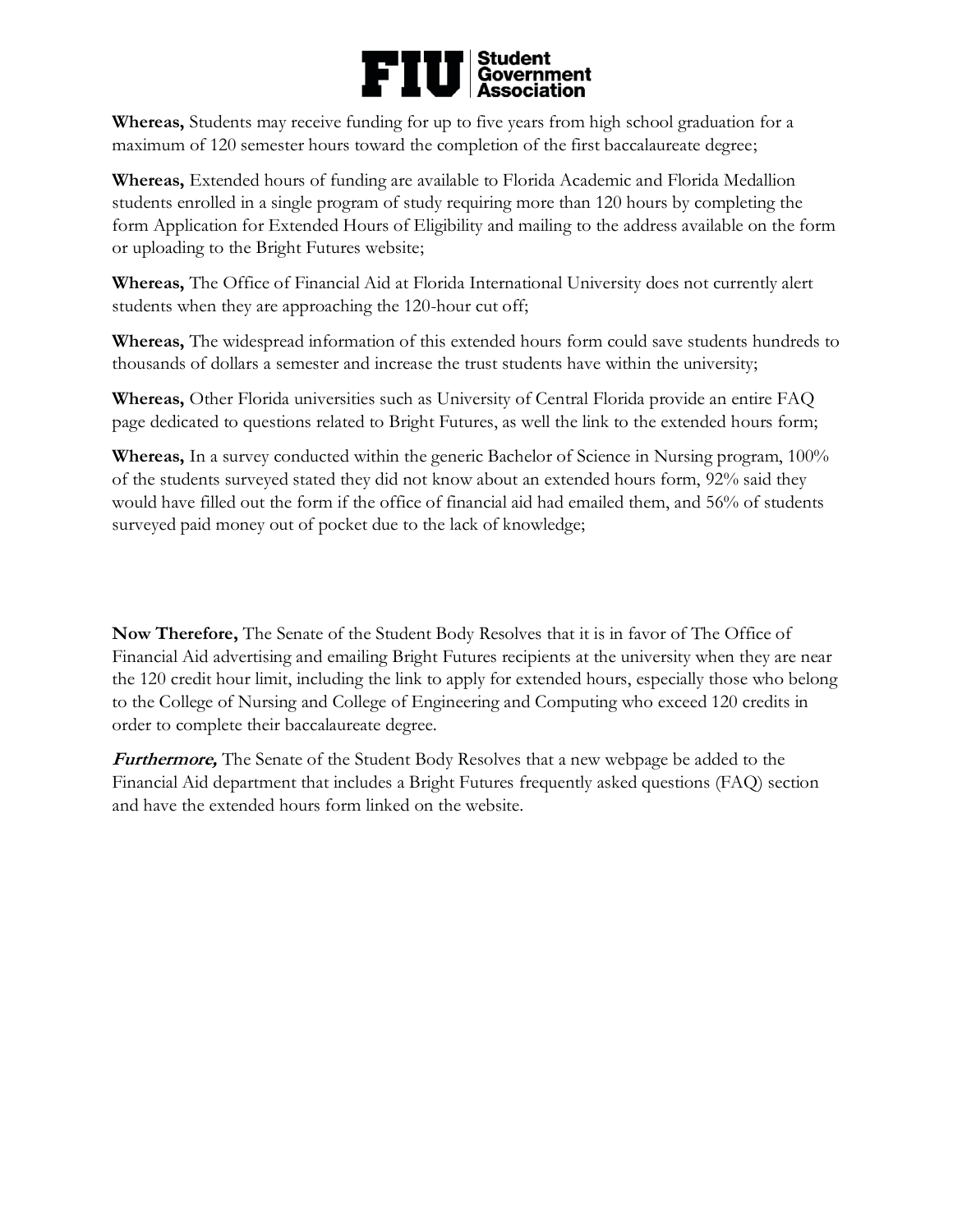**Whereas,** Students may receive funding for up to five years from high school graduation for a maximum of 120 semester hours toward the completion of the first baccalaureate degree;

**Whereas,** Extended hours of funding are available to Florida Academic and Florida Medallion students enrolled in a single program of study requiring more than 120 hours by completing the form Application for Extended Hours of Eligibility and mailing to the address available on the form or uploading to the Bright Futures website;

**Whereas,** The Office of Financial Aid at Florida International University does not currently alert students when they are approaching the 120-hour cut off;

**Whereas,** The widespread information of this extended hours form could save students hundreds to thousands of dollars a semester and increase the trust students have within the university;

**Whereas,** Other Florida universities such as University of Central Florida provide an entire FAQ page dedicated to questions related to Bright Futures, as well the link to the extended hours form;

**Whereas,** In a survey conducted within the generic Bachelor of Science in Nursing program, 100% of the students surveyed stated they did not know about an extended hours form, 92% said they would have filled out the form if the office of financial aid had emailed them, and 56% of students surveyed paid money out of pocket due to the lack of knowledge;

**Now Therefore,** The Senate of the Student Body Resolves that it is in favor of The Office of Financial Aid advertising and emailing Bright Futures recipients at the university when they are near the 120 credit hour limit, including the link to apply for extended hours, especially those who belong to the College of Nursing and College of Engineering and Computing who exceed 120 credits in order to complete their baccalaureate degree.

***Furthermore,*** The Senate of the Student Body Resolves that a new webpage be added to the Financial Aid department that includes a Bright Futures frequently asked questions (FAQ) section and have the extended hours form linked on the website.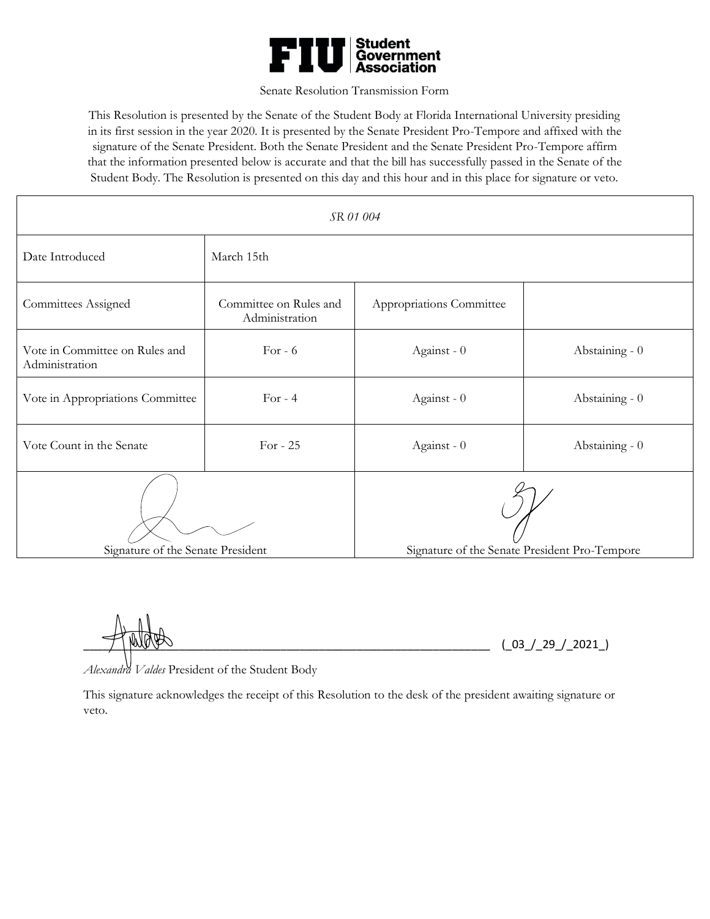**FIU | Student Government Association**

Senate Resolution Transmission Form

This Resolution is presented by the Senate of the Student Body at Florida International University presiding in its first session in the year 2020. It is presented by the Senate President Pro-Tempore and affixed with the signature of the Senate President. Both the Senate President and the Senate President Pro-Tempore affirm that the information presented below is accurate and that the bill has successfully passed in the Senate of the Student Body. The Resolution is presented on this day and this hour and in this place for signature or veto.

| *SR 01 004* | | | |
|---|---|---|---|
| Date Introduced | March 15th | | |
| Committees Assigned | Committee on Rules and Administration | Appropriations Committee | |
| Vote in Committee on Rules and Administration | For - 6 | Against - 0 | Abstaining - 0 |
| Vote in Appropriations Committee | For - 4 | Against - 0 | Abstaining - 0 |
| Vote Count in the Senate | For - 25 | Against - 0 | Abstaining - 0 |
| Signature of the Senate President | | Signature of the Senate President Pro-Tempore | |

_______________________________________________ (_03_/_29_/_2021_)

*Alexandra Valdes* President of the Student Body

This signature acknowledges the receipt of this Resolution to the desk of the president awaiting signature or veto.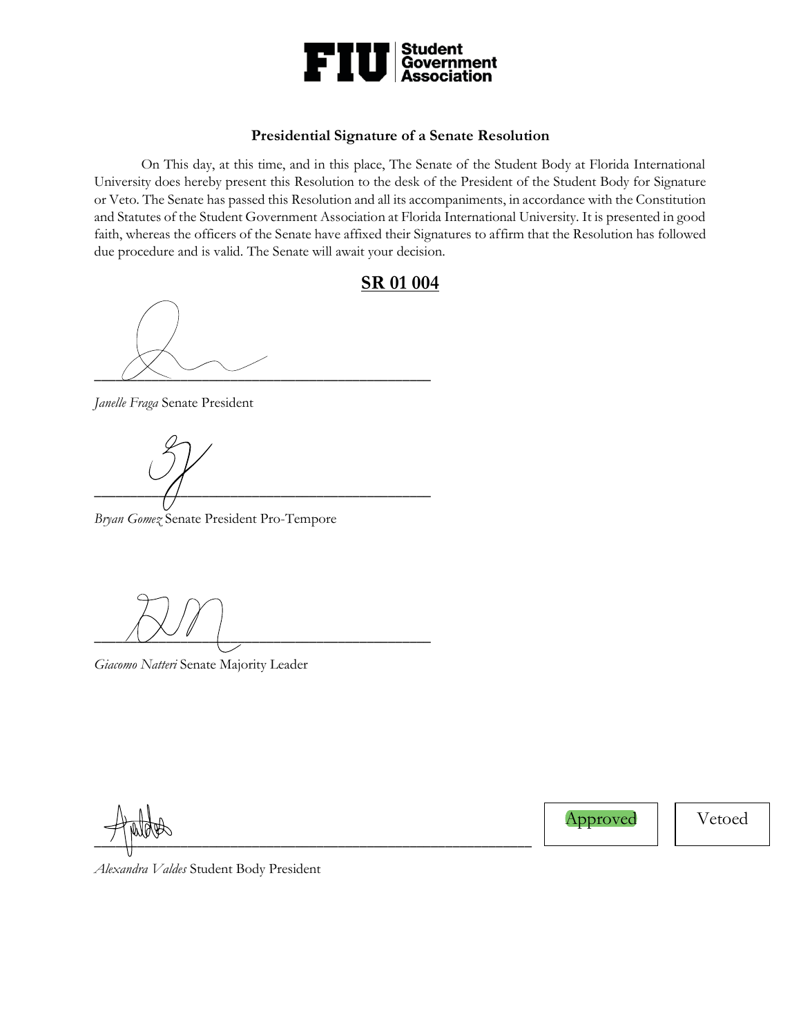**FIU Student Government Association**

### Presidential Signature of a Senate Resolution

On This day, at this time, and in this place, The Senate of the Student Body at Florida International University does hereby present this Resolution to the desk of the President of the Student Body for Signature or Veto. The Senate has passed this Resolution and all its accompaniments, in accordance with the Constitution and Statutes of the Student Government Association at Florida International University. It is presented in good faith, whereas the officers of the Senate have affixed their Signatures to affirm that the Resolution has followed due procedure and is valid. The Senate will await your decision.

**SR 01 004**

______________________________________

*Janelle Fraga* Senate President

______________________________________

*Bryan Gomez* Senate President Pro-Tempore

______________________________________

*Giacomo Natteri* Senate Majority Leader

______________________________________

*Alexandra Valdes* Student Body President

| | |
|---|---|
| Approved | Vetoed |